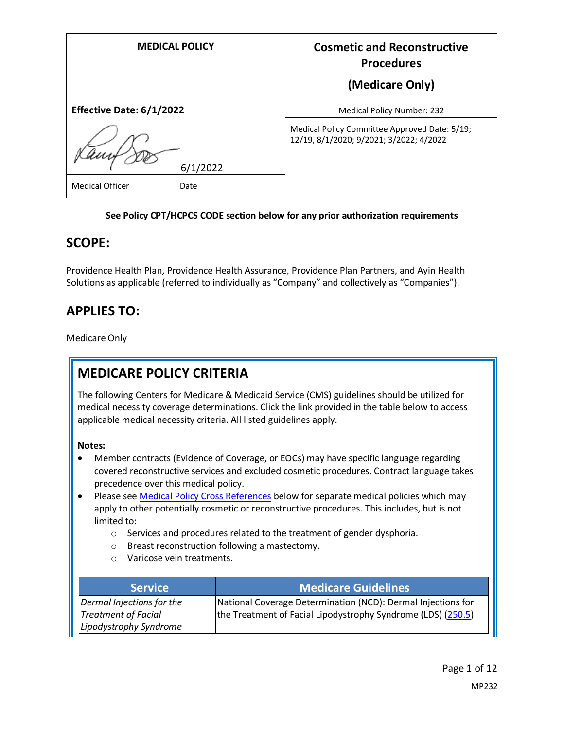| MEDICAL POLICY | Cosmetic and Reconstructive Procedures (Medicare Only) |
| --- | --- |
| **Effective Date: 6/1/2022** | Medical Policy Number: 232 |
| 6/1/2022 | Medical Policy Committee Approved Date: 5/19; 12/19, 8/1/2020; 9/2021; 3/2022; 4/2022 |
| Medical Officer Date | |

**See Policy CPT/HCPCS CODE section below for any prior authorization requirements**

## SCOPE:

Providence Health Plan, Providence Health Assurance, Providence Plan Partners, and Ayin Health Solutions as applicable (referred to individually as "Company" and collectively as "Companies").

## APPLIES TO:

Medicare Only

## MEDICARE POLICY CRITERIA

The following Centers for Medicare & Medicaid Service (CMS) guidelines should be utilized for medical necessity coverage determinations. Click the link provided in the table below to access applicable medical necessity criteria. All listed guidelines apply.

**Notes:**

- Member contracts (Evidence of Coverage, or EOCs) may have specific language regarding covered reconstructive services and excluded cosmetic procedures. Contract language takes precedence over this medical policy.
- Please see Medical Policy Cross References below for separate medical policies which may apply to other potentially cosmetic or reconstructive procedures. This includes, but is not limited to:
  - Services and procedures related to the treatment of gender dysphoria.
  - Breast reconstruction following a mastectomy.
  - Varicose vein treatments.

| Service | Medicare Guidelines |
| --- | --- |
| *Dermal Injections for the Treatment of Facial Lipodystrophy Syndrome* | National Coverage Determination (NCD): Dermal Injections for the Treatment of Facial Lipodystrophy Syndrome (LDS) (250.5) |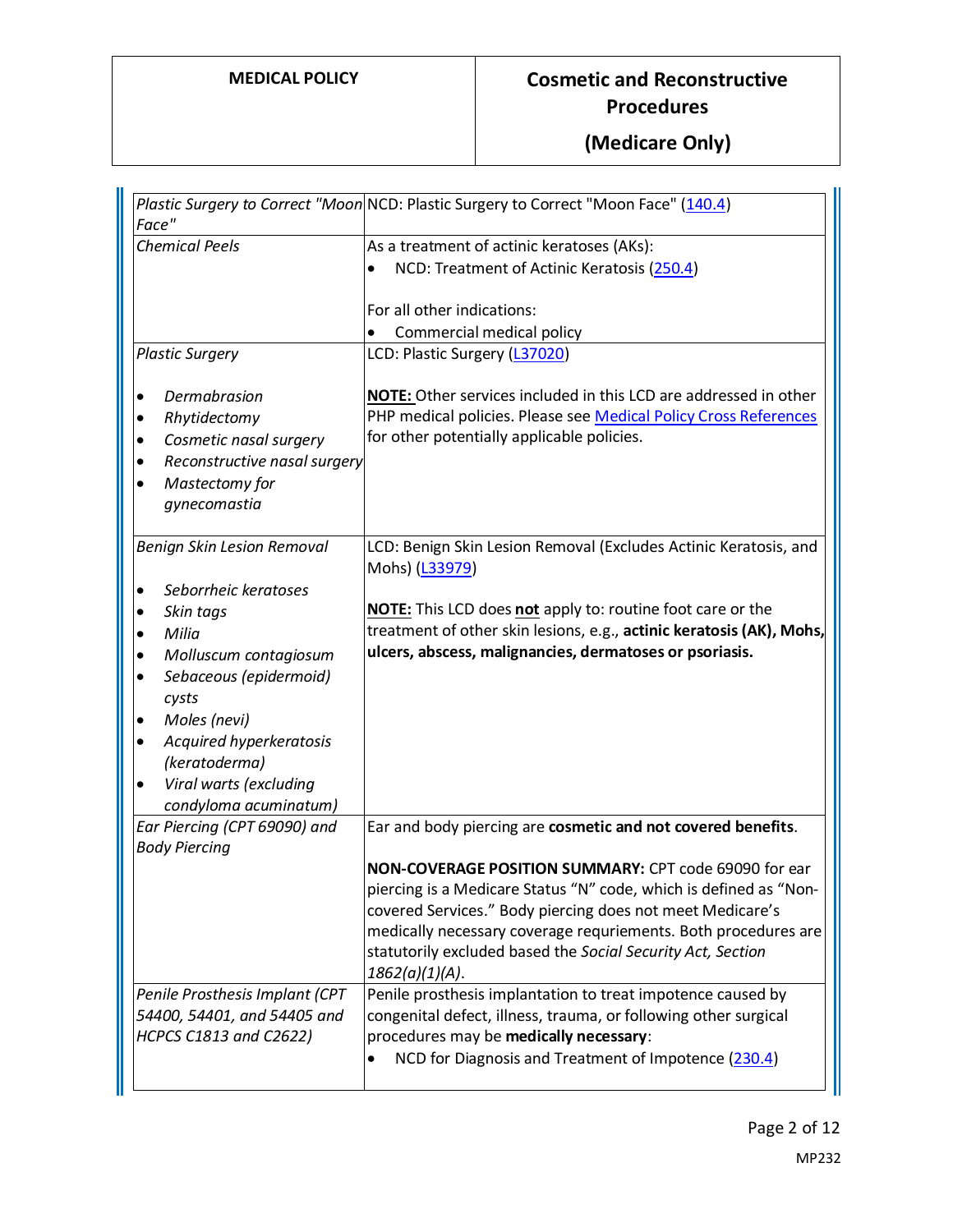| | |
|---|---|
| *Plastic Surgery to Correct "Moon Face"* | NCD: Plastic Surgery to Correct "Moon Face" (140.4) |
| *Chemical Peels* | As a treatment of actinic keratoses (AKs):<br>• NCD: Treatment of Actinic Keratosis (250.4)<br><br>For all other indications:<br>• Commercial medical policy |
| *Plastic Surgery*<br><br>• *Dermabrasion*<br>• *Rhytidectomy*<br>• *Cosmetic nasal surgery*<br>• *Reconstructive nasal surgery*<br>• *Mastectomy for gynecomastia* | LCD: Plastic Surgery (L37020)<br><br>**NOTE:** Other services included in this LCD are addressed in other PHP medical policies. Please see Medical Policy Cross References for other potentially applicable policies. |
| *Benign Skin Lesion Removal*<br><br>• *Seborrheic keratoses*<br>• *Skin tags*<br>• *Milia*<br>• *Molluscum contagiosum*<br>• *Sebaceous (epidermoid) cysts*<br>• *Moles (nevi)*<br>• *Acquired hyperkeratosis (keratoderma)*<br>• *Viral warts (excluding condyloma acuminatum)* | LCD: Benign Skin Lesion Removal (Excludes Actinic Keratosis, and Mohs) (L33979)<br><br>**NOTE:** This LCD does **not** apply to: routine foot care or the treatment of other skin lesions, e.g., **actinic keratosis (AK), Mohs, ulcers, abscess, malignancies, dermatoses or psoriasis.** |
| *Ear Piercing (CPT 69090) and Body Piercing* | Ear and body piercing are **cosmetic and not covered benefits**.<br><br>**NON-COVERAGE POSITION SUMMARY:** CPT code 69090 for ear piercing is a Medicare Status "N" code, which is defined as "Non-covered Services." Body piercing does not meet Medicare's medically necessary coverage requriements. Both procedures are statutorily excluded based the *Social Security Act, Section 1862(a)(1)(A)*. |
| *Penile Prosthesis Implant (CPT 54400, 54401, and 54405 and HCPCS C1813 and C2622)* | Penile prosthesis implantation to treat impotence caused by congenital defect, illness, trauma, or following other surgical procedures may be **medically necessary**:<br>• NCD for Diagnosis and Treatment of Impotence (230.4) |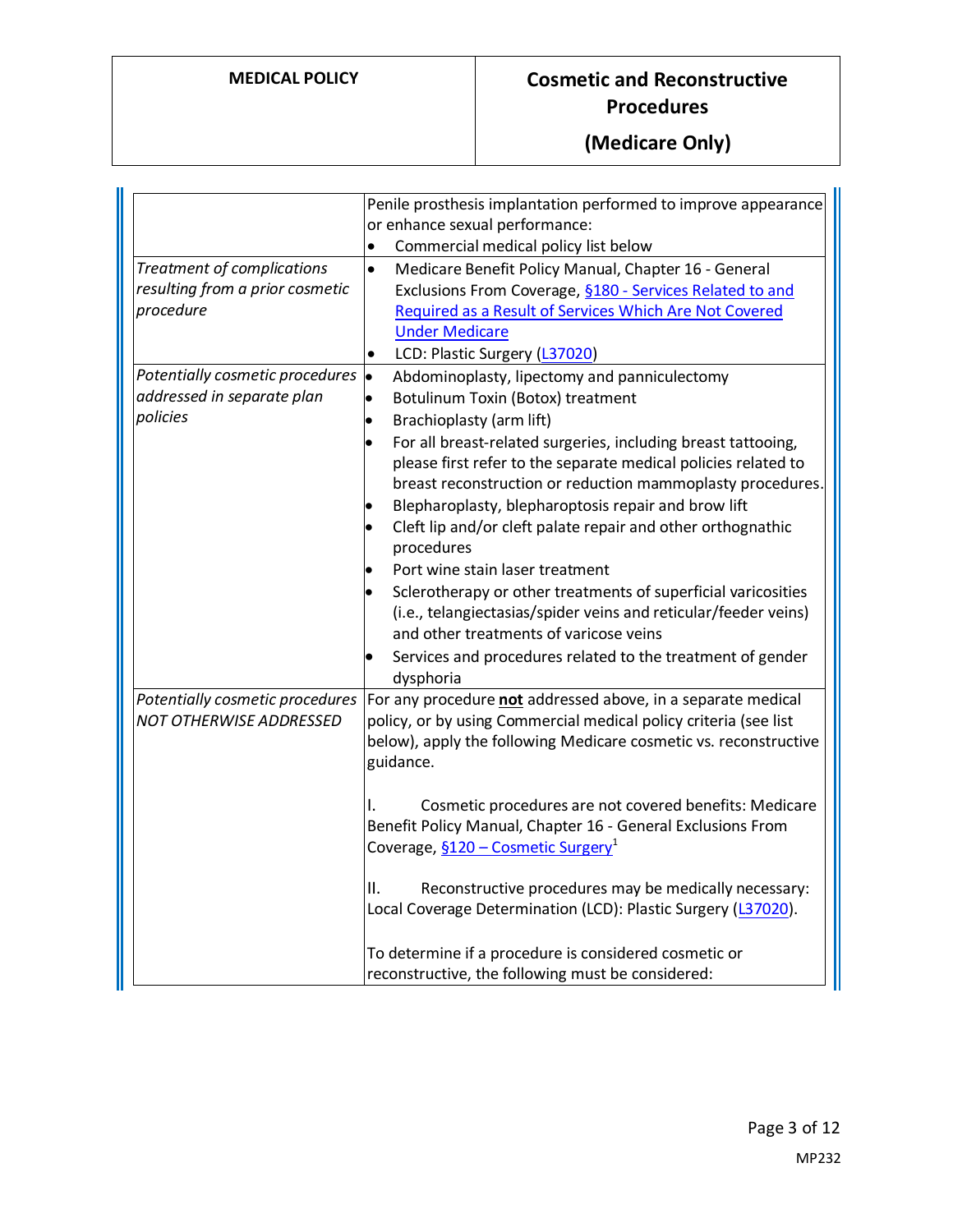| | |
|---|---|
| | Penile prosthesis implantation performed to improve appearance or enhance sexual performance:<br>• Commercial medical policy list below |
| *Treatment of complications resulting from a prior cosmetic procedure* | • Medicare Benefit Policy Manual, Chapter 16 - General Exclusions From Coverage, §180 - Services Related to and Required as a Result of Services Which Are Not Covered Under Medicare<br>• LCD: Plastic Surgery (L37020) |
| *Potentially cosmetic procedures addressed in separate plan policies* | • Abdominoplasty, lipectomy and panniculectomy<br>• Botulinum Toxin (Botox) treatment<br>• Brachioplasty (arm lift)<br>• For all breast-related surgeries, including breast tattooing, please first refer to the separate medical policies related to breast reconstruction or reduction mammoplasty procedures.<br>• Blepharoplasty, blepharoptosis repair and brow lift<br>• Cleft lip and/or cleft palate repair and other orthognathic procedures<br>• Port wine stain laser treatment<br>• Sclerotherapy or other treatments of superficial varicosities (i.e., telangiectasias/spider veins and reticular/feeder veins) and other treatments of varicose veins<br>• Services and procedures related to the treatment of gender dysphoria |
| *Potentially cosmetic procedures NOT OTHERWISE ADDRESSED* | For any procedure **not** addressed above, in a separate medical policy, or by using Commercial medical policy criteria (see list below), apply the following Medicare cosmetic vs. reconstructive guidance.<br><br>I. Cosmetic procedures are not covered benefits: Medicare Benefit Policy Manual, Chapter 16 - General Exclusions From Coverage, §120 – Cosmetic Surgery[1]<br><br>II. Reconstructive procedures may be medically necessary: Local Coverage Determination (LCD): Plastic Surgery (L37020).<br><br>To determine if a procedure is considered cosmetic or reconstructive, the following must be considered: |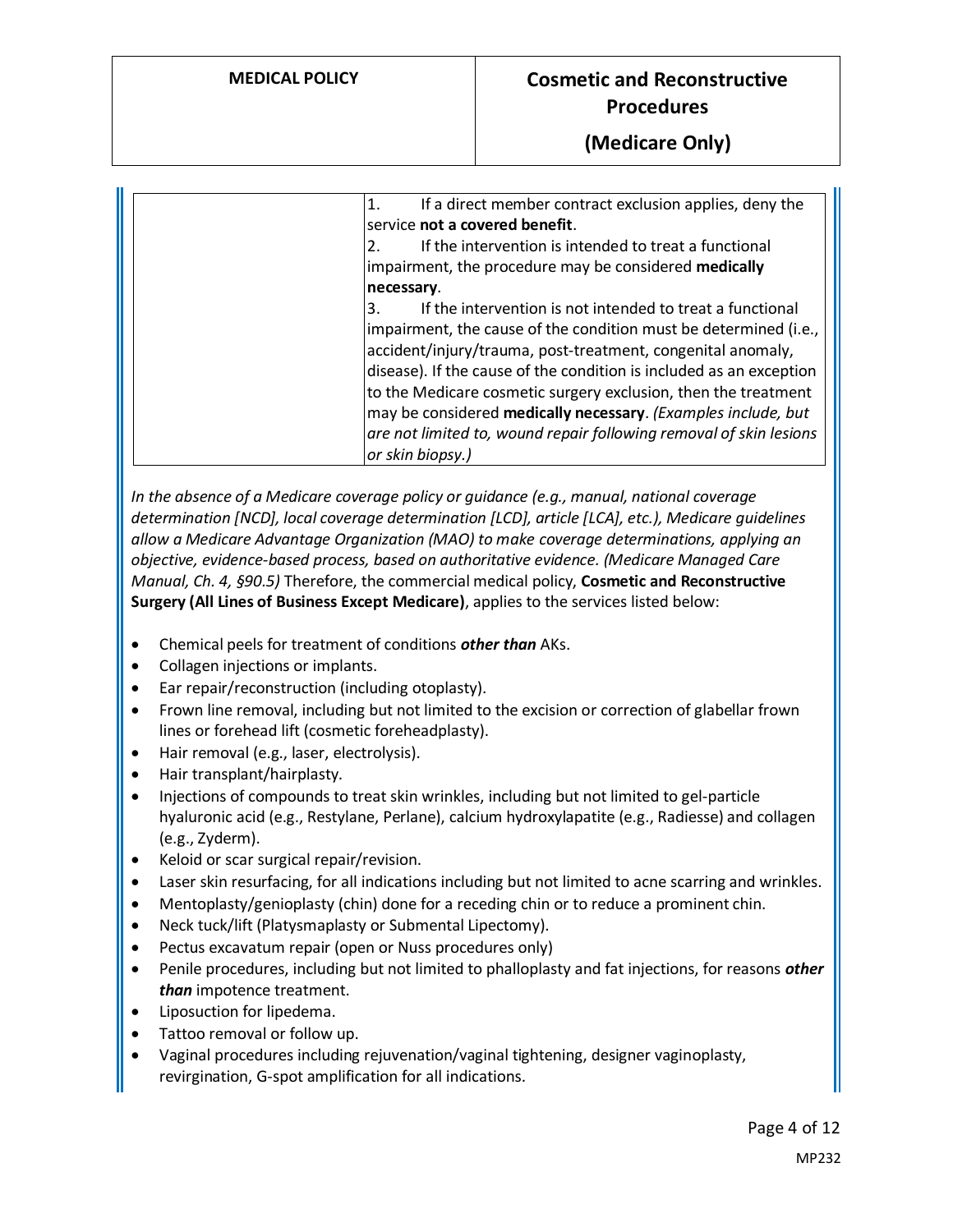| | |
|---|---|
| | 1. If a direct member contract exclusion applies, deny the service **not a covered benefit**.<br>2. If the intervention is intended to treat a functional impairment, the procedure may be considered **medically necessary**.<br>3. If the intervention is not intended to treat a functional impairment, the cause of the condition must be determined (i.e., accident/injury/trauma, post-treatment, congenital anomaly, disease). If the cause of the condition is included as an exception to the Medicare cosmetic surgery exclusion, then the treatment may be considered **medically necessary**. *(Examples include, but are not limited to, wound repair following removal of skin lesions or skin biopsy.)* |

*In the absence of a Medicare coverage policy or guidance (e.g., manual, national coverage determination [NCD], local coverage determination [LCD], article [LCA], etc.), Medicare guidelines allow a Medicare Advantage Organization (MAO) to make coverage determinations, applying an objective, evidence-based process, based on authoritative evidence. (Medicare Managed Care Manual, Ch. 4, §90.5)* Therefore, the commercial medical policy, **Cosmetic and Reconstructive Surgery (All Lines of Business Except Medicare)**, applies to the services listed below:

- Chemical peels for treatment of conditions ***other than*** AKs.
- Collagen injections or implants.
- Ear repair/reconstruction (including otoplasty).
- Frown line removal, including but not limited to the excision or correction of glabellar frown lines or forehead lift (cosmetic foreheadplasty).
- Hair removal (e.g., laser, electrolysis).
- Hair transplant/hairplasty.
- Injections of compounds to treat skin wrinkles, including but not limited to gel-particle hyaluronic acid (e.g., Restylane, Perlane), calcium hydroxylapatite (e.g., Radiesse) and collagen (e.g., Zyderm).
- Keloid or scar surgical repair/revision.
- Laser skin resurfacing, for all indications including but not limited to acne scarring and wrinkles.
- Mentoplasty/genioplasty (chin) done for a receding chin or to reduce a prominent chin.
- Neck tuck/lift (Platysmaplasty or Submental Lipectomy).
- Pectus excavatum repair (open or Nuss procedures only)
- Penile procedures, including but not limited to phalloplasty and fat injections, for reasons ***other than*** impotence treatment.
- Liposuction for lipedema.
- Tattoo removal or follow up.
- Vaginal procedures including rejuvenation/vaginal tightening, designer vaginoplasty, revirgination, G-spot amplification for all indications.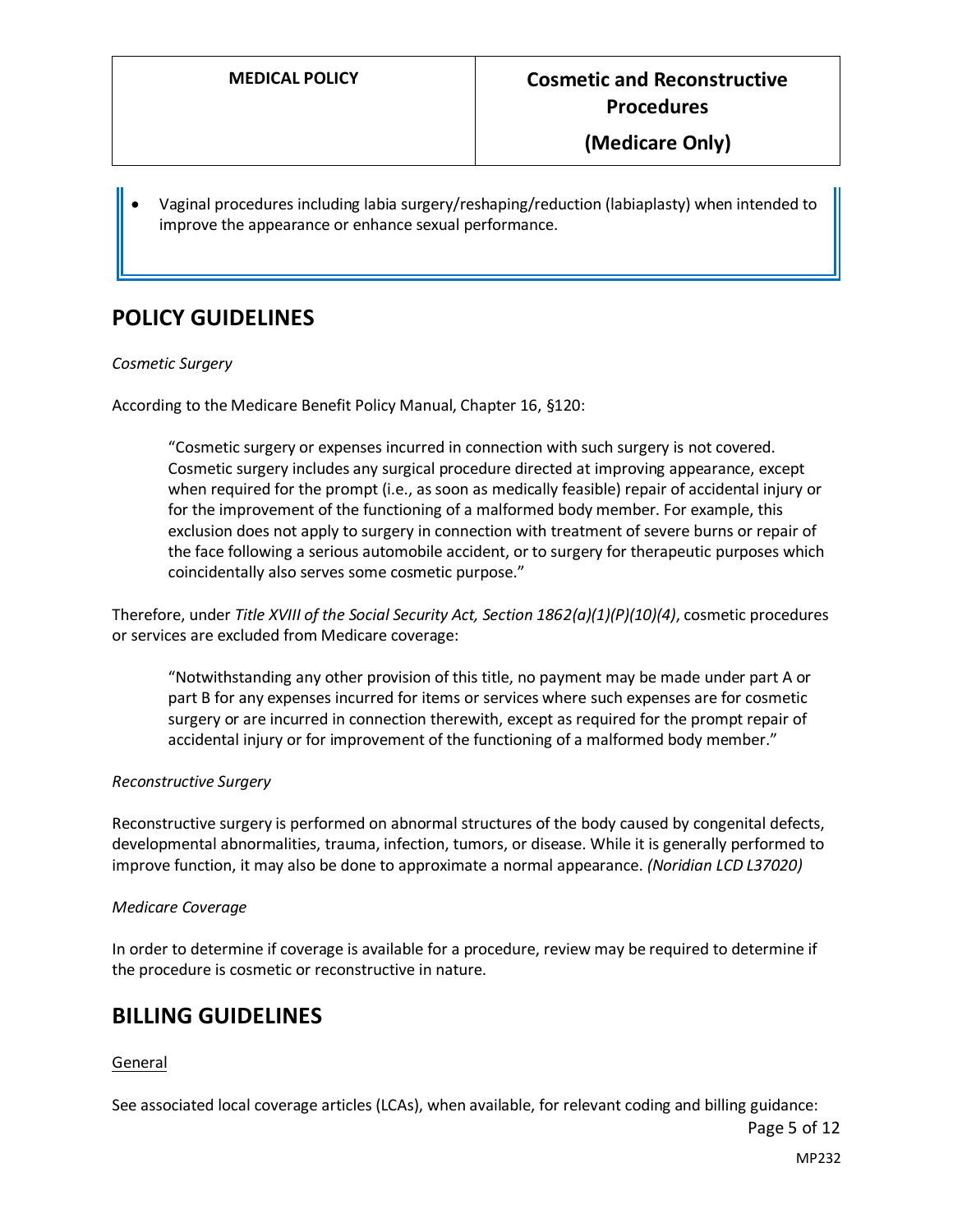- Vaginal procedures including labia surgery/reshaping/reduction (labiaplasty) when intended to improve the appearance or enhance sexual performance.

## POLICY GUIDELINES

*Cosmetic Surgery*

According to the Medicare Benefit Policy Manual, Chapter 16, §120:

> "Cosmetic surgery or expenses incurred in connection with such surgery is not covered. Cosmetic surgery includes any surgical procedure directed at improving appearance, except when required for the prompt (i.e., as soon as medically feasible) repair of accidental injury or for the improvement of the functioning of a malformed body member. For example, this exclusion does not apply to surgery in connection with treatment of severe burns or repair of the face following a serious automobile accident, or to surgery for therapeutic purposes which coincidentally also serves some cosmetic purpose."

Therefore, under *Title XVIII of the Social Security Act, Section 1862(a)(1)(P)(10)(4)*, cosmetic procedures or services are excluded from Medicare coverage:

> "Notwithstanding any other provision of this title, no payment may be made under part A or part B for any expenses incurred for items or services where such expenses are for cosmetic surgery or are incurred in connection therewith, except as required for the prompt repair of accidental injury or for improvement of the functioning of a malformed body member."

*Reconstructive Surgery*

Reconstructive surgery is performed on abnormal structures of the body caused by congenital defects, developmental abnormalities, trauma, infection, tumors, or disease. While it is generally performed to improve function, it may also be done to approximate a normal appearance. *(Noridian LCD L37020)*

*Medicare Coverage*

In order to determine if coverage is available for a procedure, review may be required to determine if the procedure is cosmetic or reconstructive in nature.

## BILLING GUIDELINES

General

See associated local coverage articles (LCAs), when available, for relevant coding and billing guidance: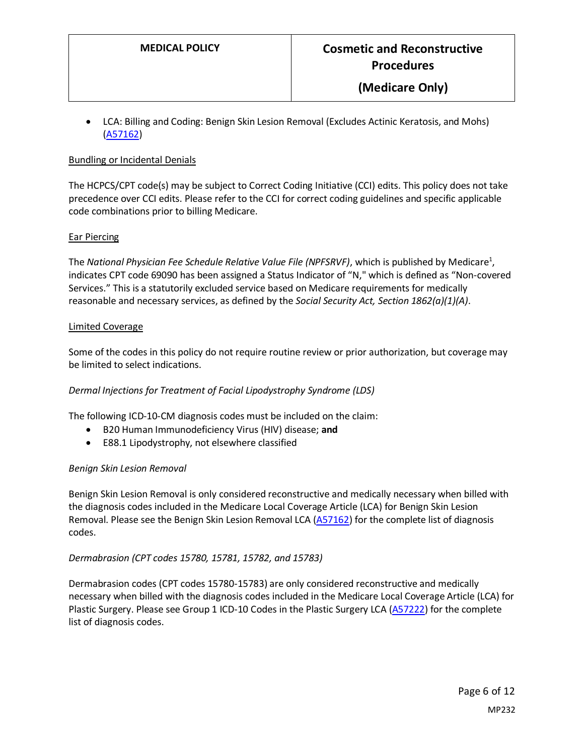- LCA: Billing and Coding: Benign Skin Lesion Removal (Excludes Actinic Keratosis, and Mohs) (A57162)

Bundling or Incidental Denials

The HCPCS/CPT code(s) may be subject to Correct Coding Initiative (CCI) edits. This policy does not take precedence over CCI edits. Please refer to the CCI for correct coding guidelines and specific applicable code combinations prior to billing Medicare.

Ear Piercing

The *National Physician Fee Schedule Relative Value File (NPFSRVF)*, which is published by Medicare[1], indicates CPT code 69090 has been assigned a Status Indicator of "N," which is defined as "Non-covered Services." This is a statutorily excluded service based on Medicare requirements for medically reasonable and necessary services, as defined by the *Social Security Act, Section 1862(a)(1)(A)*.

Limited Coverage

Some of the codes in this policy do not require routine review or prior authorization, but coverage may be limited to select indications.

*Dermal Injections for Treatment of Facial Lipodystrophy Syndrome (LDS)*

The following ICD-10-CM diagnosis codes must be included on the claim:

- B20 Human Immunodeficiency Virus (HIV) disease; **and**
- E88.1 Lipodystrophy, not elsewhere classified

*Benign Skin Lesion Removal*

Benign Skin Lesion Removal is only considered reconstructive and medically necessary when billed with the diagnosis codes included in the Medicare Local Coverage Article (LCA) for Benign Skin Lesion Removal. Please see the Benign Skin Lesion Removal LCA (A57162) for the complete list of diagnosis codes.

*Dermabrasion (CPT codes 15780, 15781, 15782, and 15783)*

Dermabrasion codes (CPT codes 15780-15783) are only considered reconstructive and medically necessary when billed with the diagnosis codes included in the Medicare Local Coverage Article (LCA) for Plastic Surgery. Please see Group 1 ICD-10 Codes in the Plastic Surgery LCA (A57222) for the complete list of diagnosis codes.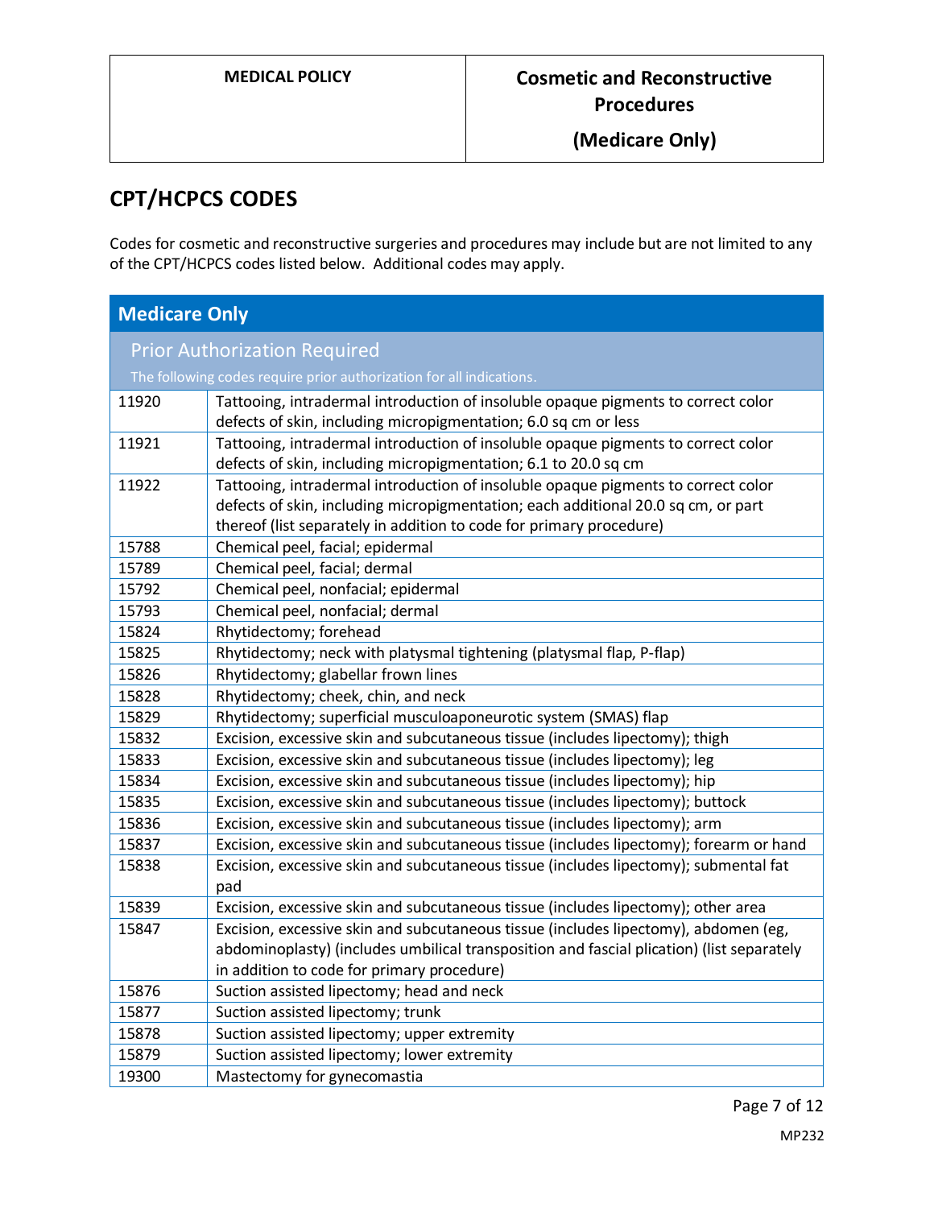## CPT/HCPCS CODES

Codes for cosmetic and reconstructive surgeries and procedures may include but are not limited to any of the CPT/HCPCS codes listed below. Additional codes may apply.

| Medicare Only | |
|---|---|
| **Prior Authorization Required**<br>The following codes require prior authorization for all indications. | |
| 11920 | Tattooing, intradermal introduction of insoluble opaque pigments to correct color defects of skin, including micropigmentation; 6.0 sq cm or less |
| 11921 | Tattooing, intradermal introduction of insoluble opaque pigments to correct color defects of skin, including micropigmentation; 6.1 to 20.0 sq cm |
| 11922 | Tattooing, intradermal introduction of insoluble opaque pigments to correct color defects of skin, including micropigmentation; each additional 20.0 sq cm, or part thereof (list separately in addition to code for primary procedure) |
| 15788 | Chemical peel, facial; epidermal |
| 15789 | Chemical peel, facial; dermal |
| 15792 | Chemical peel, nonfacial; epidermal |
| 15793 | Chemical peel, nonfacial; dermal |
| 15824 | Rhytidectomy; forehead |
| 15825 | Rhytidectomy; neck with platysmal tightening (platysmal flap, P-flap) |
| 15826 | Rhytidectomy; glabellar frown lines |
| 15828 | Rhytidectomy; cheek, chin, and neck |
| 15829 | Rhytidectomy; superficial musculoaponeurotic system (SMAS) flap |
| 15832 | Excision, excessive skin and subcutaneous tissue (includes lipectomy); thigh |
| 15833 | Excision, excessive skin and subcutaneous tissue (includes lipectomy); leg |
| 15834 | Excision, excessive skin and subcutaneous tissue (includes lipectomy); hip |
| 15835 | Excision, excessive skin and subcutaneous tissue (includes lipectomy); buttock |
| 15836 | Excision, excessive skin and subcutaneous tissue (includes lipectomy); arm |
| 15837 | Excision, excessive skin and subcutaneous tissue (includes lipectomy); forearm or hand |
| 15838 | Excision, excessive skin and subcutaneous tissue (includes lipectomy); submental fat pad |
| 15839 | Excision, excessive skin and subcutaneous tissue (includes lipectomy); other area |
| 15847 | Excision, excessive skin and subcutaneous tissue (includes lipectomy), abdomen (eg, abdominoplasty) (includes umbilical transposition and fascial plication) (list separately in addition to code for primary procedure) |
| 15876 | Suction assisted lipectomy; head and neck |
| 15877 | Suction assisted lipectomy; trunk |
| 15878 | Suction assisted lipectomy; upper extremity |
| 15879 | Suction assisted lipectomy; lower extremity |
| 19300 | Mastectomy for gynecomastia |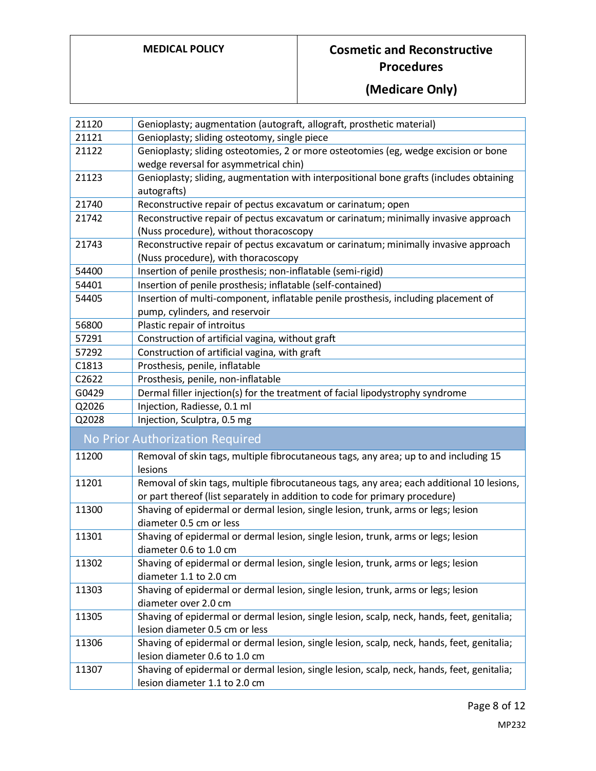| | |
|---|---|
| 21120 | Genioplasty; augmentation (autograft, allograft, prosthetic material) |
| 21121 | Genioplasty; sliding osteotomy, single piece |
| 21122 | Genioplasty; sliding osteotomies, 2 or more osteotomies (eg, wedge excision or bone wedge reversal for asymmetrical chin) |
| 21123 | Genioplasty; sliding, augmentation with interpositional bone grafts (includes obtaining autografts) |
| 21740 | Reconstructive repair of pectus excavatum or carinatum; open |
| 21742 | Reconstructive repair of pectus excavatum or carinatum; minimally invasive approach (Nuss procedure), without thoracoscopy |
| 21743 | Reconstructive repair of pectus excavatum or carinatum; minimally invasive approach (Nuss procedure), with thoracoscopy |
| 54400 | Insertion of penile prosthesis; non-inflatable (semi-rigid) |
| 54401 | Insertion of penile prosthesis; inflatable (self-contained) |
| 54405 | Insertion of multi-component, inflatable penile prosthesis, including placement of pump, cylinders, and reservoir |
| 56800 | Plastic repair of introitus |
| 57291 | Construction of artificial vagina, without graft |
| 57292 | Construction of artificial vagina, with graft |
| C1813 | Prosthesis, penile, inflatable |
| C2622 | Prosthesis, penile, non-inflatable |
| G0429 | Dermal filler injection(s) for the treatment of facial lipodystrophy syndrome |
| Q2026 | Injection, Radiesse, 0.1 ml |
| Q2028 | Injection, Sculptra, 0.5 mg |
| **No Prior Authorization Required** | |
| 11200 | Removal of skin tags, multiple fibrocutaneous tags, any area; up to and including 15 lesions |
| 11201 | Removal of skin tags, multiple fibrocutaneous tags, any area; each additional 10 lesions, or part thereof (list separately in addition to code for primary procedure) |
| 11300 | Shaving of epidermal or dermal lesion, single lesion, trunk, arms or legs; lesion diameter 0.5 cm or less |
| 11301 | Shaving of epidermal or dermal lesion, single lesion, trunk, arms or legs; lesion diameter 0.6 to 1.0 cm |
| 11302 | Shaving of epidermal or dermal lesion, single lesion, trunk, arms or legs; lesion diameter 1.1 to 2.0 cm |
| 11303 | Shaving of epidermal or dermal lesion, single lesion, trunk, arms or legs; lesion diameter over 2.0 cm |
| 11305 | Shaving of epidermal or dermal lesion, single lesion, scalp, neck, hands, feet, genitalia; lesion diameter 0.5 cm or less |
| 11306 | Shaving of epidermal or dermal lesion, single lesion, scalp, neck, hands, feet, genitalia; lesion diameter 0.6 to 1.0 cm |
| 11307 | Shaving of epidermal or dermal lesion, single lesion, scalp, neck, hands, feet, genitalia; lesion diameter 1.1 to 2.0 cm |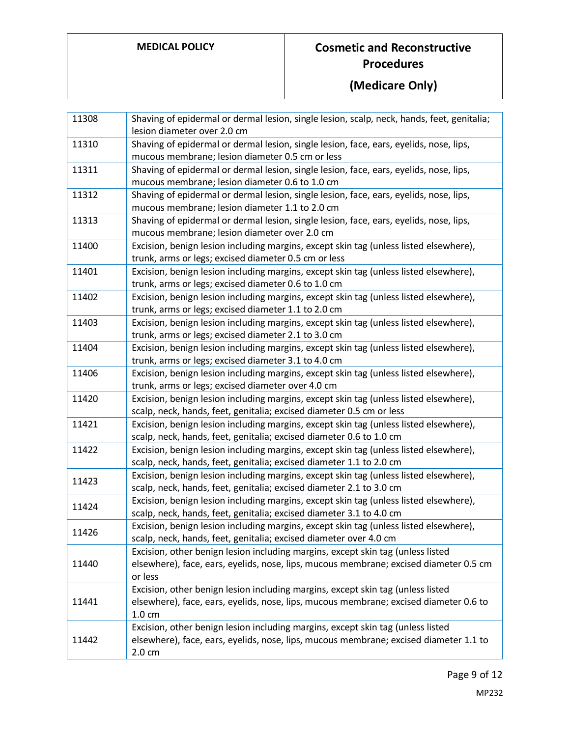| | |
|---|---|
| 11308 | Shaving of epidermal or dermal lesion, single lesion, scalp, neck, hands, feet, genitalia; lesion diameter over 2.0 cm |
| 11310 | Shaving of epidermal or dermal lesion, single lesion, face, ears, eyelids, nose, lips, mucous membrane; lesion diameter 0.5 cm or less |
| 11311 | Shaving of epidermal or dermal lesion, single lesion, face, ears, eyelids, nose, lips, mucous membrane; lesion diameter 0.6 to 1.0 cm |
| 11312 | Shaving of epidermal or dermal lesion, single lesion, face, ears, eyelids, nose, lips, mucous membrane; lesion diameter 1.1 to 2.0 cm |
| 11313 | Shaving of epidermal or dermal lesion, single lesion, face, ears, eyelids, nose, lips, mucous membrane; lesion diameter over 2.0 cm |
| 11400 | Excision, benign lesion including margins, except skin tag (unless listed elsewhere), trunk, arms or legs; excised diameter 0.5 cm or less |
| 11401 | Excision, benign lesion including margins, except skin tag (unless listed elsewhere), trunk, arms or legs; excised diameter 0.6 to 1.0 cm |
| 11402 | Excision, benign lesion including margins, except skin tag (unless listed elsewhere), trunk, arms or legs; excised diameter 1.1 to 2.0 cm |
| 11403 | Excision, benign lesion including margins, except skin tag (unless listed elsewhere), trunk, arms or legs; excised diameter 2.1 to 3.0 cm |
| 11404 | Excision, benign lesion including margins, except skin tag (unless listed elsewhere), trunk, arms or legs; excised diameter 3.1 to 4.0 cm |
| 11406 | Excision, benign lesion including margins, except skin tag (unless listed elsewhere), trunk, arms or legs; excised diameter over 4.0 cm |
| 11420 | Excision, benign lesion including margins, except skin tag (unless listed elsewhere), scalp, neck, hands, feet, genitalia; excised diameter 0.5 cm or less |
| 11421 | Excision, benign lesion including margins, except skin tag (unless listed elsewhere), scalp, neck, hands, feet, genitalia; excised diameter 0.6 to 1.0 cm |
| 11422 | Excision, benign lesion including margins, except skin tag (unless listed elsewhere), scalp, neck, hands, feet, genitalia; excised diameter 1.1 to 2.0 cm |
| 11423 | Excision, benign lesion including margins, except skin tag (unless listed elsewhere), scalp, neck, hands, feet, genitalia; excised diameter 2.1 to 3.0 cm |
| 11424 | Excision, benign lesion including margins, except skin tag (unless listed elsewhere), scalp, neck, hands, feet, genitalia; excised diameter 3.1 to 4.0 cm |
| 11426 | Excision, benign lesion including margins, except skin tag (unless listed elsewhere), scalp, neck, hands, feet, genitalia; excised diameter over 4.0 cm |
| 11440 | Excision, other benign lesion including margins, except skin tag (unless listed elsewhere), face, ears, eyelids, nose, lips, mucous membrane; excised diameter 0.5 cm or less |
| 11441 | Excision, other benign lesion including margins, except skin tag (unless listed elsewhere), face, ears, eyelids, nose, lips, mucous membrane; excised diameter 0.6 to 1.0 cm |
| 11442 | Excision, other benign lesion including margins, except skin tag (unless listed elsewhere), face, ears, eyelids, nose, lips, mucous membrane; excised diameter 1.1 to 2.0 cm |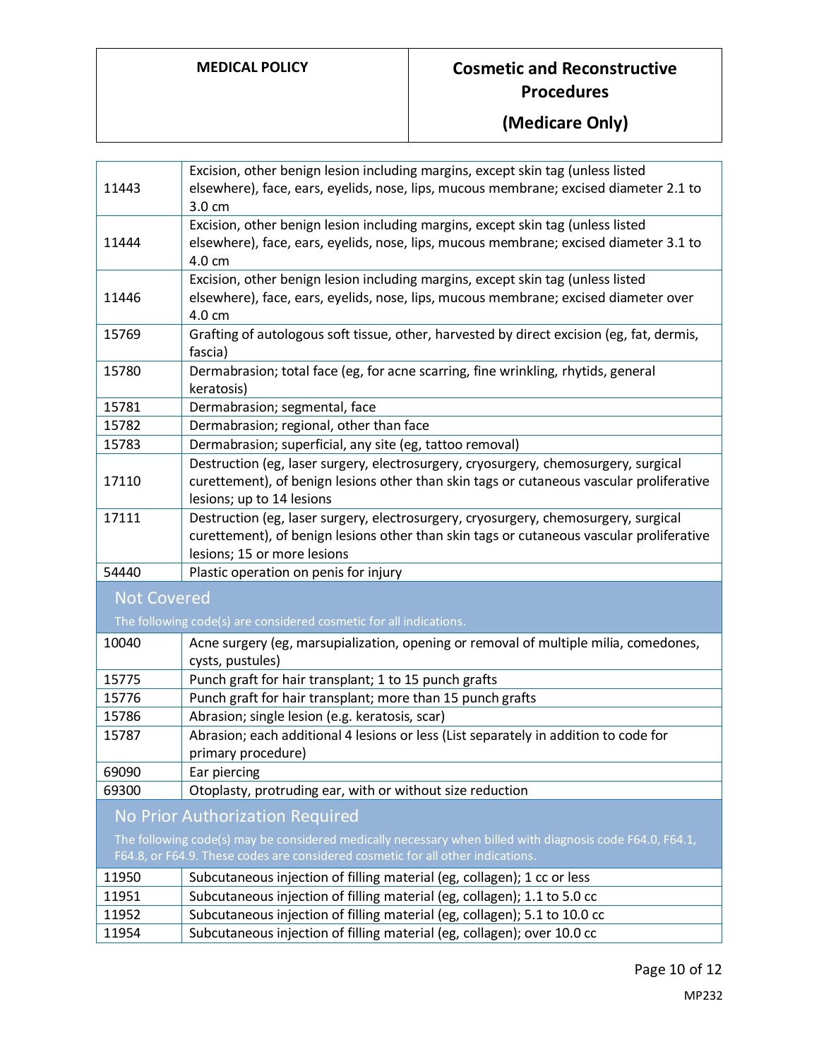| | |
|---|---|
| 11443 | Excision, other benign lesion including margins, except skin tag (unless listed elsewhere), face, ears, eyelids, nose, lips, mucous membrane; excised diameter 2.1 to 3.0 cm |
| 11444 | Excision, other benign lesion including margins, except skin tag (unless listed elsewhere), face, ears, eyelids, nose, lips, mucous membrane; excised diameter 3.1 to 4.0 cm |
| 11446 | Excision, other benign lesion including margins, except skin tag (unless listed elsewhere), face, ears, eyelids, nose, lips, mucous membrane; excised diameter over 4.0 cm |
| 15769 | Grafting of autologous soft tissue, other, harvested by direct excision (eg, fat, dermis, fascia) |
| 15780 | Dermabrasion; total face (eg, for acne scarring, fine wrinkling, rhytids, general keratosis) |
| 15781 | Dermabrasion; segmental, face |
| 15782 | Dermabrasion; regional, other than face |
| 15783 | Dermabrasion; superficial, any site (eg, tattoo removal) |
| 17110 | Destruction (eg, laser surgery, electrosurgery, cryosurgery, chemosurgery, surgical curettement), of benign lesions other than skin tags or cutaneous vascular proliferative lesions; up to 14 lesions |
| 17111 | Destruction (eg, laser surgery, electrosurgery, cryosurgery, chemosurgery, surgical curettement), of benign lesions other than skin tags or cutaneous vascular proliferative lesions; 15 or more lesions |
| 54440 | Plastic operation on penis for injury |

**Not Covered**

The following code(s) are considered cosmetic for all indications.

| | |
|---|---|
| 10040 | Acne surgery (eg, marsupialization, opening or removal of multiple milia, comedones, cysts, pustules) |
| 15775 | Punch graft for hair transplant; 1 to 15 punch grafts |
| 15776 | Punch graft for hair transplant; more than 15 punch grafts |
| 15786 | Abrasion; single lesion (e.g. keratosis, scar) |
| 15787 | Abrasion; each additional 4 lesions or less (List separately in addition to code for primary procedure) |
| 69090 | Ear piercing |
| 69300 | Otoplasty, protruding ear, with or without size reduction |

**No Prior Authorization Required**

The following code(s) may be considered medically necessary when billed with diagnosis code F64.0, F64.1, F64.8, or F64.9. These codes are considered cosmetic for all other indications.

| | |
|---|---|
| 11950 | Subcutaneous injection of filling material (eg, collagen); 1 cc or less |
| 11951 | Subcutaneous injection of filling material (eg, collagen); 1.1 to 5.0 cc |
| 11952 | Subcutaneous injection of filling material (eg, collagen); 5.1 to 10.0 cc |
| 11954 | Subcutaneous injection of filling material (eg, collagen); over 10.0 cc |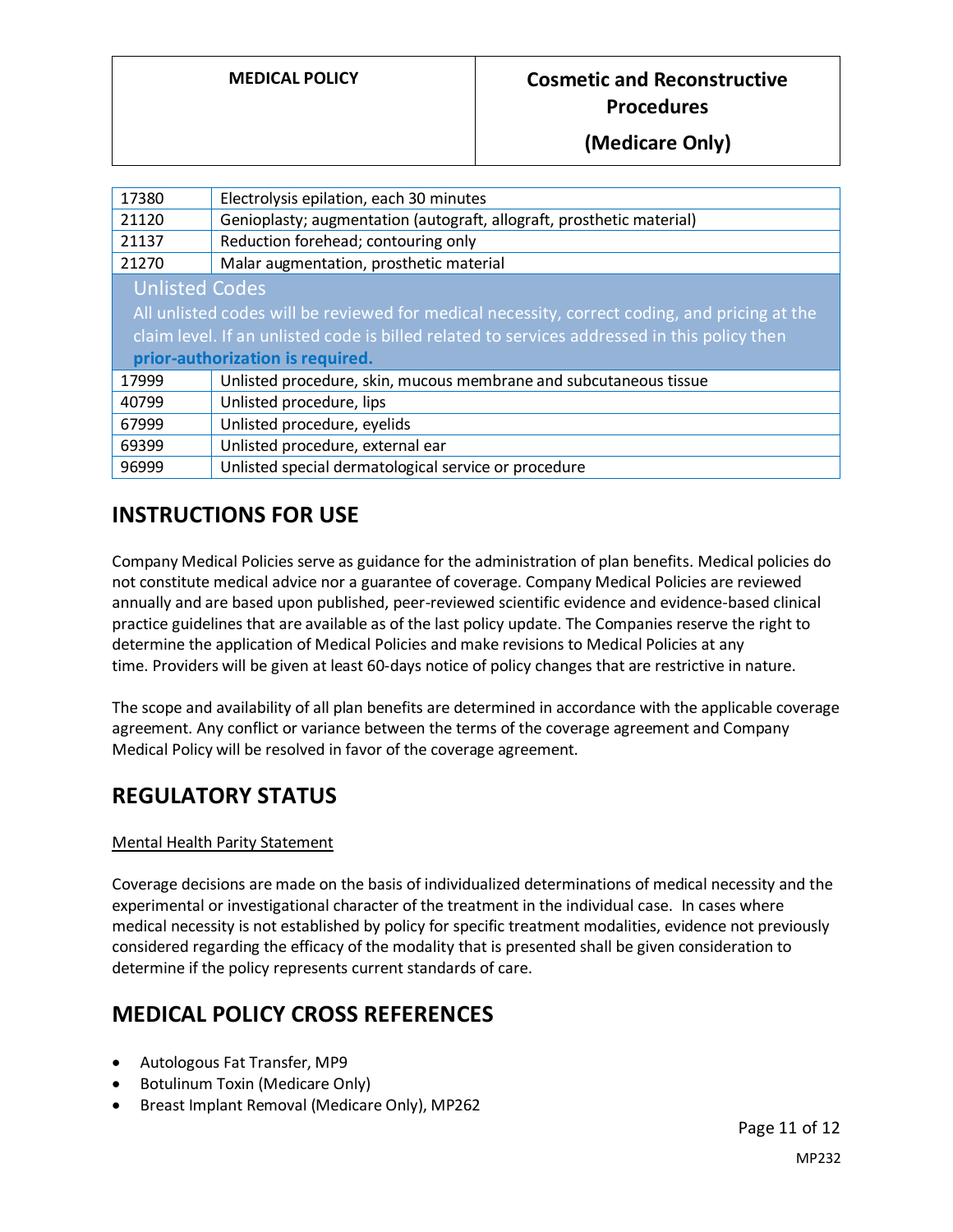| | |
|---|---|
| 17380 | Electrolysis epilation, each 30 minutes |
| 21120 | Genioplasty; augmentation (autograft, allograft, prosthetic material) |
| 21137 | Reduction forehead; contouring only |
| 21270 | Malar augmentation, prosthetic material |
| **Unlisted Codes** All unlisted codes will be reviewed for medical necessity, correct coding, and pricing at the claim level. If an unlisted code is billed related to services addressed in this policy then **prior-authorization is required.** | |
| 17999 | Unlisted procedure, skin, mucous membrane and subcutaneous tissue |
| 40799 | Unlisted procedure, lips |
| 67999 | Unlisted procedure, eyelids |
| 69399 | Unlisted procedure, external ear |
| 96999 | Unlisted special dermatological service or procedure |

## INSTRUCTIONS FOR USE

Company Medical Policies serve as guidance for the administration of plan benefits. Medical policies do not constitute medical advice nor a guarantee of coverage. Company Medical Policies are reviewed annually and are based upon published, peer-reviewed scientific evidence and evidence-based clinical practice guidelines that are available as of the last policy update. The Companies reserve the right to determine the application of Medical Policies and make revisions to Medical Policies at any time. Providers will be given at least 60-days notice of policy changes that are restrictive in nature.

The scope and availability of all plan benefits are determined in accordance with the applicable coverage agreement. Any conflict or variance between the terms of the coverage agreement and Company Medical Policy will be resolved in favor of the coverage agreement.

## REGULATORY STATUS

Mental Health Parity Statement

Coverage decisions are made on the basis of individualized determinations of medical necessity and the experimental or investigational character of the treatment in the individual case. In cases where medical necessity is not established by policy for specific treatment modalities, evidence not previously considered regarding the efficacy of the modality that is presented shall be given consideration to determine if the policy represents current standards of care.

## MEDICAL POLICY CROSS REFERENCES

- Autologous Fat Transfer, MP9
- Botulinum Toxin (Medicare Only)
- Breast Implant Removal (Medicare Only), MP262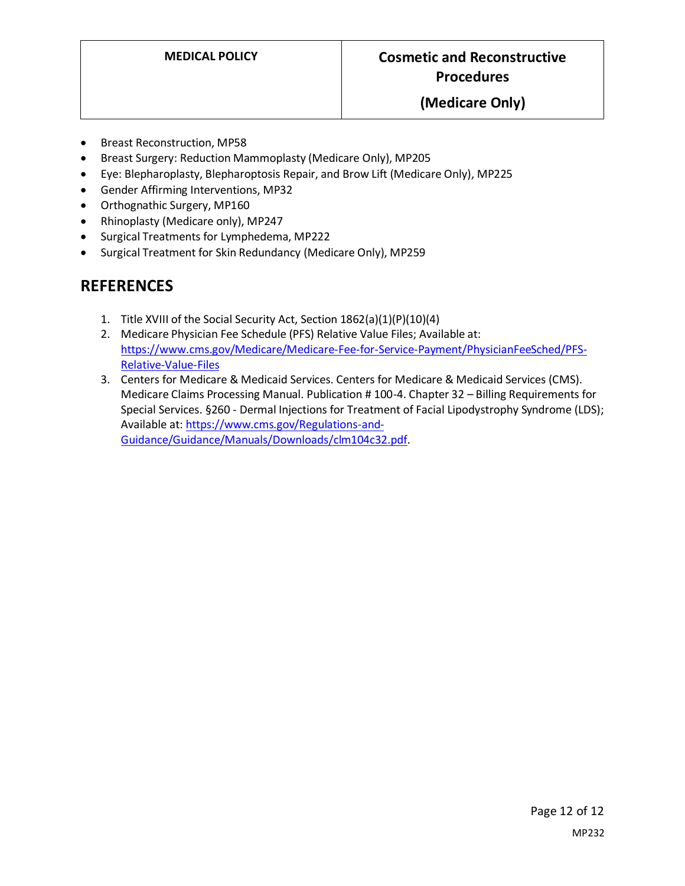- Breast Reconstruction, MP58
- Breast Surgery: Reduction Mammoplasty (Medicare Only), MP205
- Eye: Blepharoplasty, Blepharoptosis Repair, and Brow Lift (Medicare Only), MP225
- Gender Affirming Interventions, MP32
- Orthognathic Surgery, MP160
- Rhinoplasty (Medicare only), MP247
- Surgical Treatments for Lymphedema, MP222
- Surgical Treatment for Skin Redundancy (Medicare Only), MP259

## REFERENCES

1. Title XVIII of the Social Security Act, Section 1862(a)(1)(P)(10)(4)
2. Medicare Physician Fee Schedule (PFS) Relative Value Files; Available at: https://www.cms.gov/Medicare/Medicare-Fee-for-Service-Payment/PhysicianFeeSched/PFS-Relative-Value-Files
3. Centers for Medicare & Medicaid Services. Centers for Medicare & Medicaid Services (CMS). Medicare Claims Processing Manual. Publication # 100-4. Chapter 32 – Billing Requirements for Special Services. §260 - Dermal Injections for Treatment of Facial Lipodystrophy Syndrome (LDS); Available at: https://www.cms.gov/Regulations-and-Guidance/Guidance/Manuals/Downloads/clm104c32.pdf.